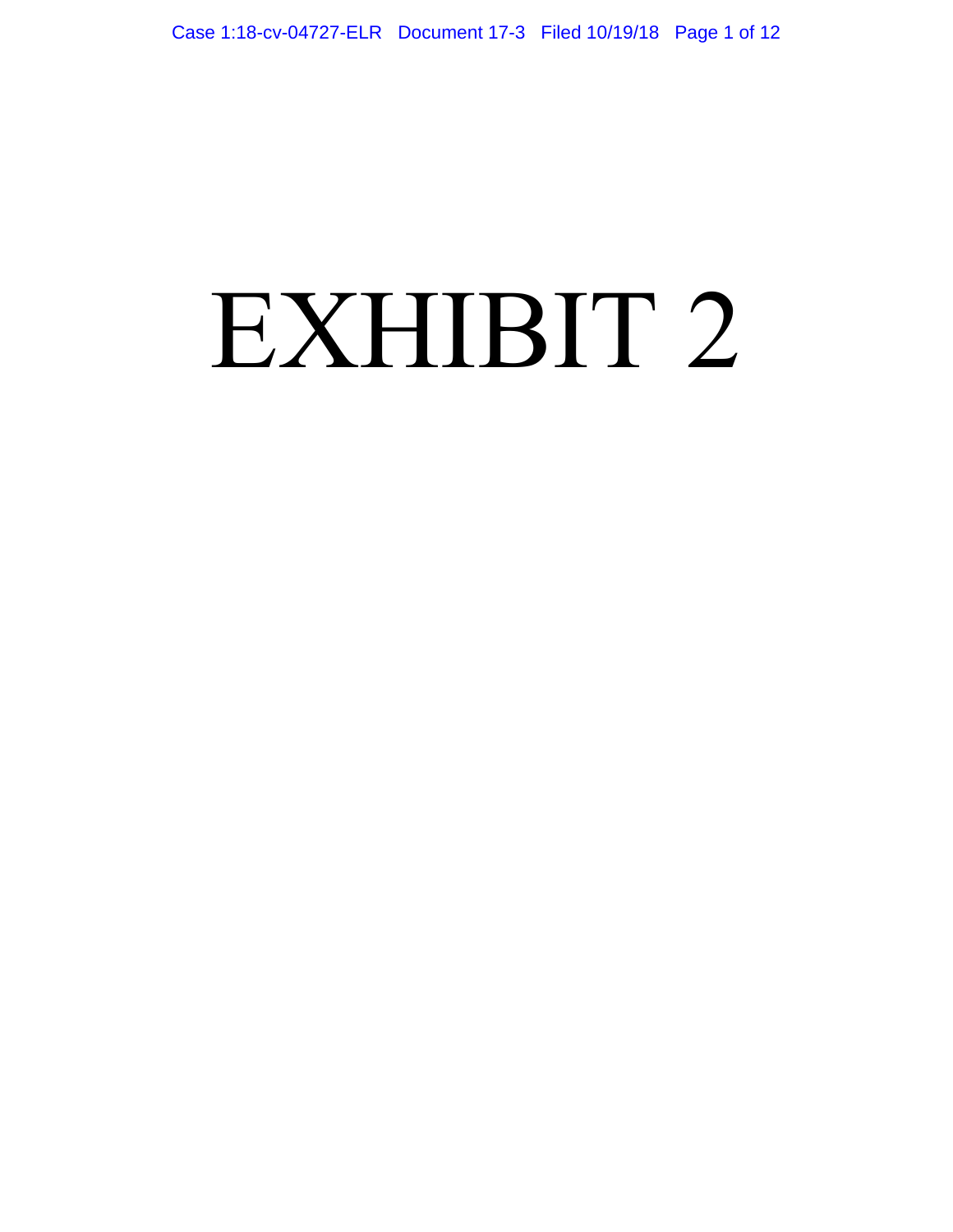# EXHIBIT 2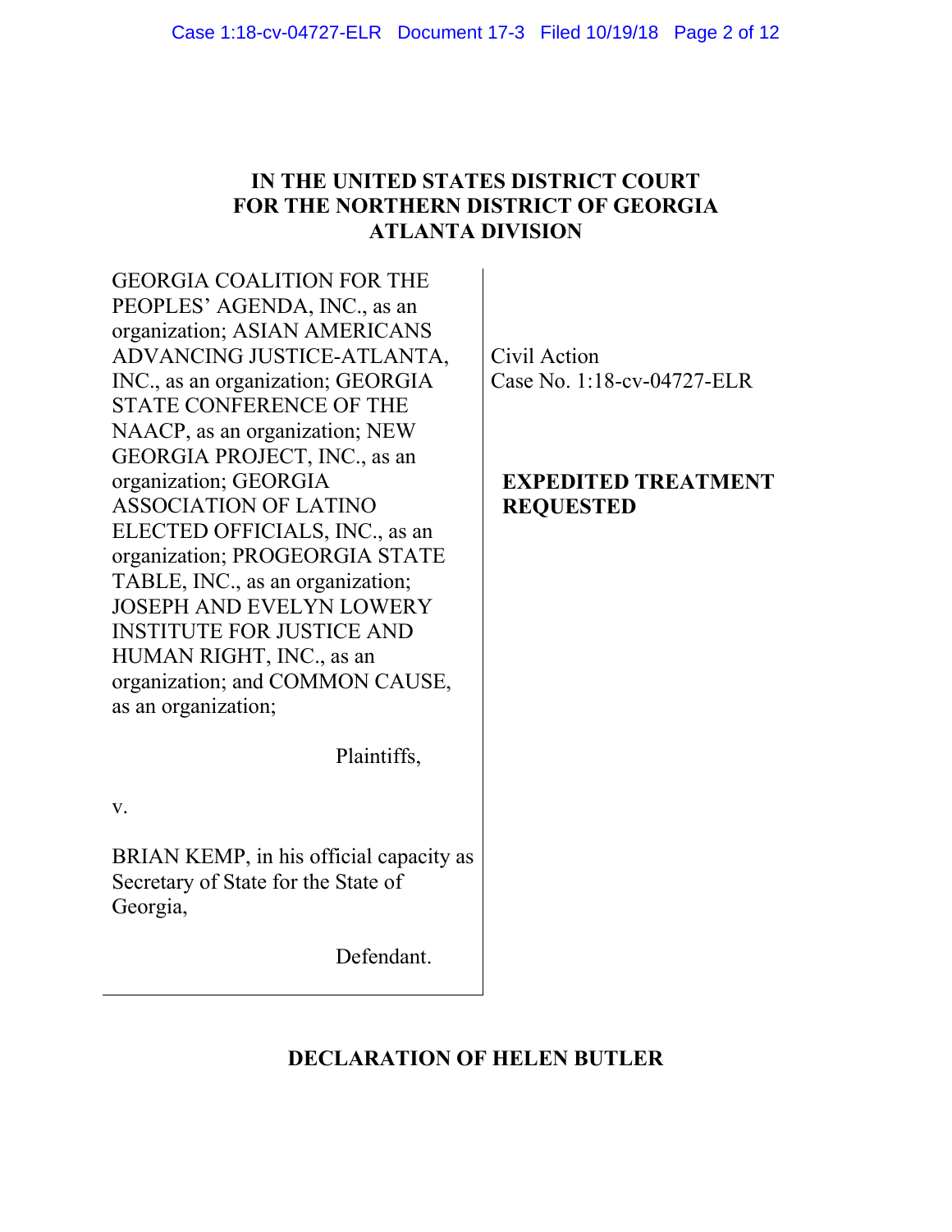**IN THE UNITED STATES DISTRICT COURT**
**FOR THE NORTHERN DISTRICT OF GEORGIA**
**ATLANTA DIVISION**

| | |
|---|---|
| GEORGIA COALITION FOR THE PEOPLES' AGENDA, INC., as an organization; ASIAN AMERICANS ADVANCING JUSTICE-ATLANTA, INC., as an organization; GEORGIA STATE CONFERENCE OF THE NAACP, as an organization; NEW GEORGIA PROJECT, INC., as an organization; GEORGIA ASSOCIATION OF LATINO ELECTED OFFICIALS, INC., as an organization; PROGEORGIA STATE TABLE, INC., as an organization; JOSEPH AND EVELYN LOWERY INSTITUTE FOR JUSTICE AND HUMAN RIGHT, INC., as an organization; and COMMON CAUSE, as an organization;<br><br>Plaintiffs,<br><br>v.<br><br>BRIAN KEMP, in his official capacity as Secretary of State for the State of Georgia,<br><br>Defendant. | Civil Action<br>Case No. 1:18-cv-04727-ELR<br><br>**EXPEDITED TREATMENT REQUESTED** |

**DECLARATION OF HELEN BUTLER**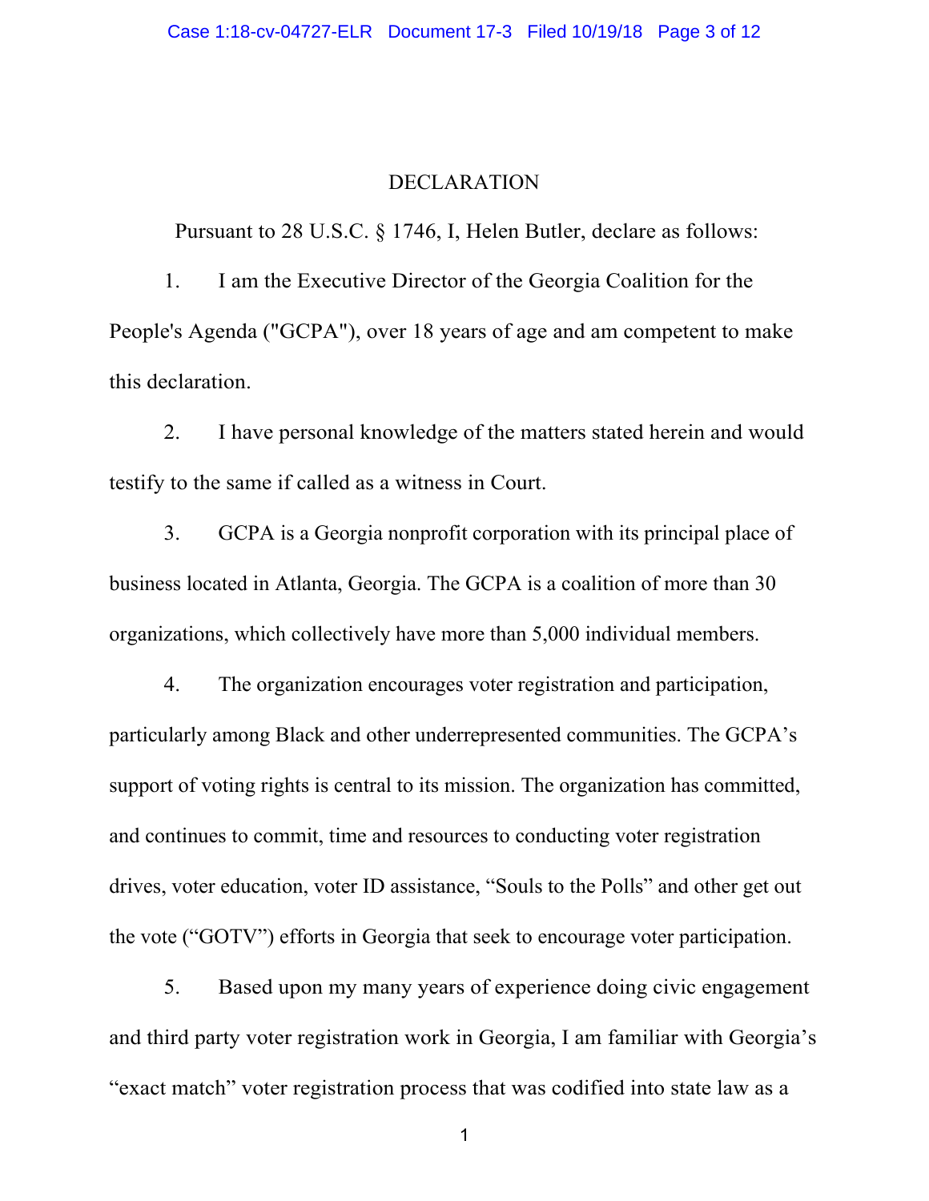# DECLARATION

Pursuant to 28 U.S.C. § 1746, I, Helen Butler, declare as follows:

1. I am the Executive Director of the Georgia Coalition for the People's Agenda ("GCPA"), over 18 years of age and am competent to make this declaration.

2. I have personal knowledge of the matters stated herein and would testify to the same if called as a witness in Court.

3. GCPA is a Georgia nonprofit corporation with its principal place of business located in Atlanta, Georgia. The GCPA is a coalition of more than 30 organizations, which collectively have more than 5,000 individual members.

4. The organization encourages voter registration and participation, particularly among Black and other underrepresented communities. The GCPA's support of voting rights is central to its mission. The organization has committed, and continues to commit, time and resources to conducting voter registration drives, voter education, voter ID assistance, "Souls to the Polls" and other get out the vote ("GOTV") efforts in Georgia that seek to encourage voter participation.

5. Based upon my many years of experience doing civic engagement and third party voter registration work in Georgia, I am familiar with Georgia's "exact match" voter registration process that was codified into state law as a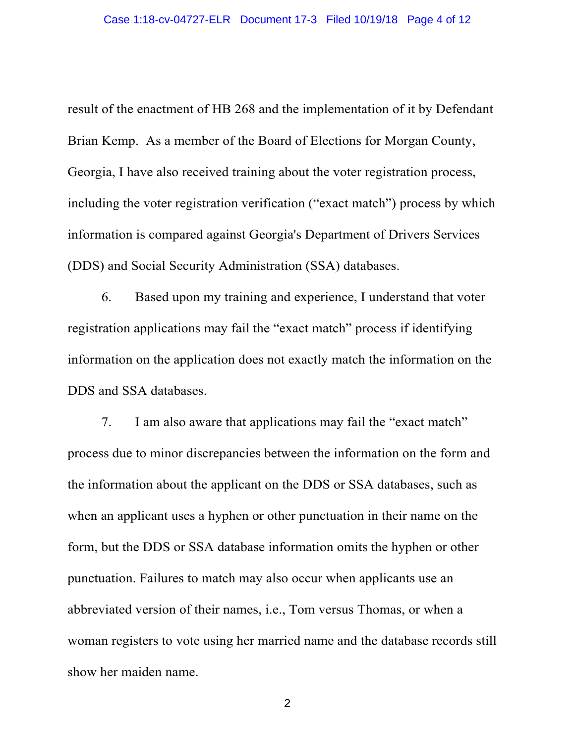result of the enactment of HB 268 and the implementation of it by Defendant Brian Kemp. As a member of the Board of Elections for Morgan County, Georgia, I have also received training about the voter registration process, including the voter registration verification ("exact match") process by which information is compared against Georgia's Department of Drivers Services (DDS) and Social Security Administration (SSA) databases.

6. Based upon my training and experience, I understand that voter registration applications may fail the "exact match" process if identifying information on the application does not exactly match the information on the DDS and SSA databases.

7. I am also aware that applications may fail the "exact match" process due to minor discrepancies between the information on the form and the information about the applicant on the DDS or SSA databases, such as when an applicant uses a hyphen or other punctuation in their name on the form, but the DDS or SSA database information omits the hyphen or other punctuation. Failures to match may also occur when applicants use an abbreviated version of their names, i.e., Tom versus Thomas, or when a woman registers to vote using her married name and the database records still show her maiden name.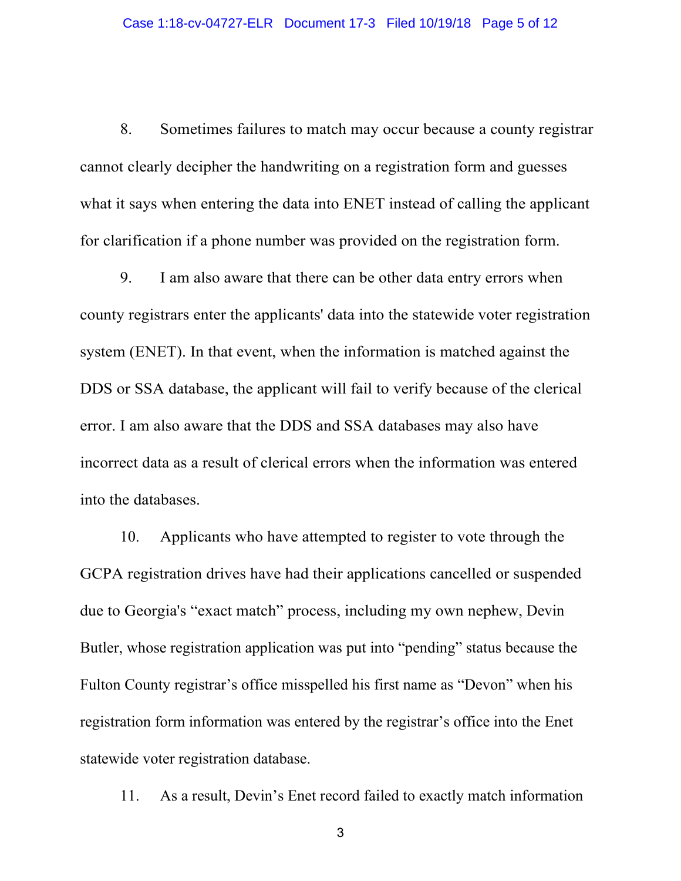8. Sometimes failures to match may occur because a county registrar cannot clearly decipher the handwriting on a registration form and guesses what it says when entering the data into ENET instead of calling the applicant for clarification if a phone number was provided on the registration form.

9. I am also aware that there can be other data entry errors when county registrars enter the applicants' data into the statewide voter registration system (ENET). In that event, when the information is matched against the DDS or SSA database, the applicant will fail to verify because of the clerical error. I am also aware that the DDS and SSA databases may also have incorrect data as a result of clerical errors when the information was entered into the databases.

10. Applicants who have attempted to register to vote through the GCPA registration drives have had their applications cancelled or suspended due to Georgia's "exact match" process, including my own nephew, Devin Butler, whose registration application was put into "pending" status because the Fulton County registrar's office misspelled his first name as "Devon" when his registration form information was entered by the registrar's office into the Enet statewide voter registration database.

11. As a result, Devin's Enet record failed to exactly match information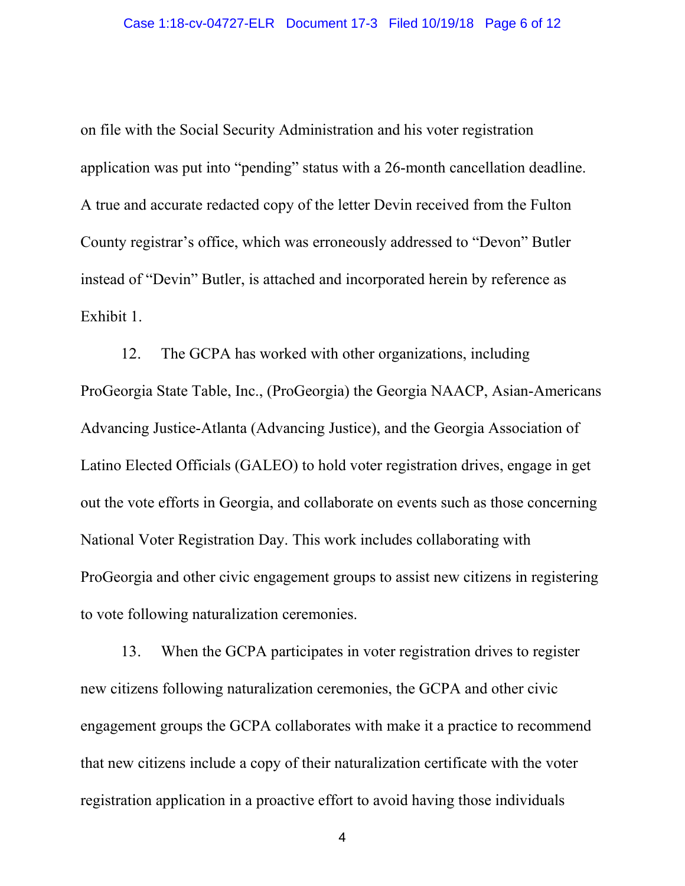on file with the Social Security Administration and his voter registration application was put into "pending" status with a 26-month cancellation deadline. A true and accurate redacted copy of the letter Devin received from the Fulton County registrar's office, which was erroneously addressed to "Devon" Butler instead of "Devin" Butler, is attached and incorporated herein by reference as Exhibit 1.

12. The GCPA has worked with other organizations, including ProGeorgia State Table, Inc., (ProGeorgia) the Georgia NAACP, Asian-Americans Advancing Justice-Atlanta (Advancing Justice), and the Georgia Association of Latino Elected Officials (GALEO) to hold voter registration drives, engage in get out the vote efforts in Georgia, and collaborate on events such as those concerning National Voter Registration Day. This work includes collaborating with ProGeorgia and other civic engagement groups to assist new citizens in registering to vote following naturalization ceremonies.

13. When the GCPA participates in voter registration drives to register new citizens following naturalization ceremonies, the GCPA and other civic engagement groups the GCPA collaborates with make it a practice to recommend that new citizens include a copy of their naturalization certificate with the voter registration application in a proactive effort to avoid having those individuals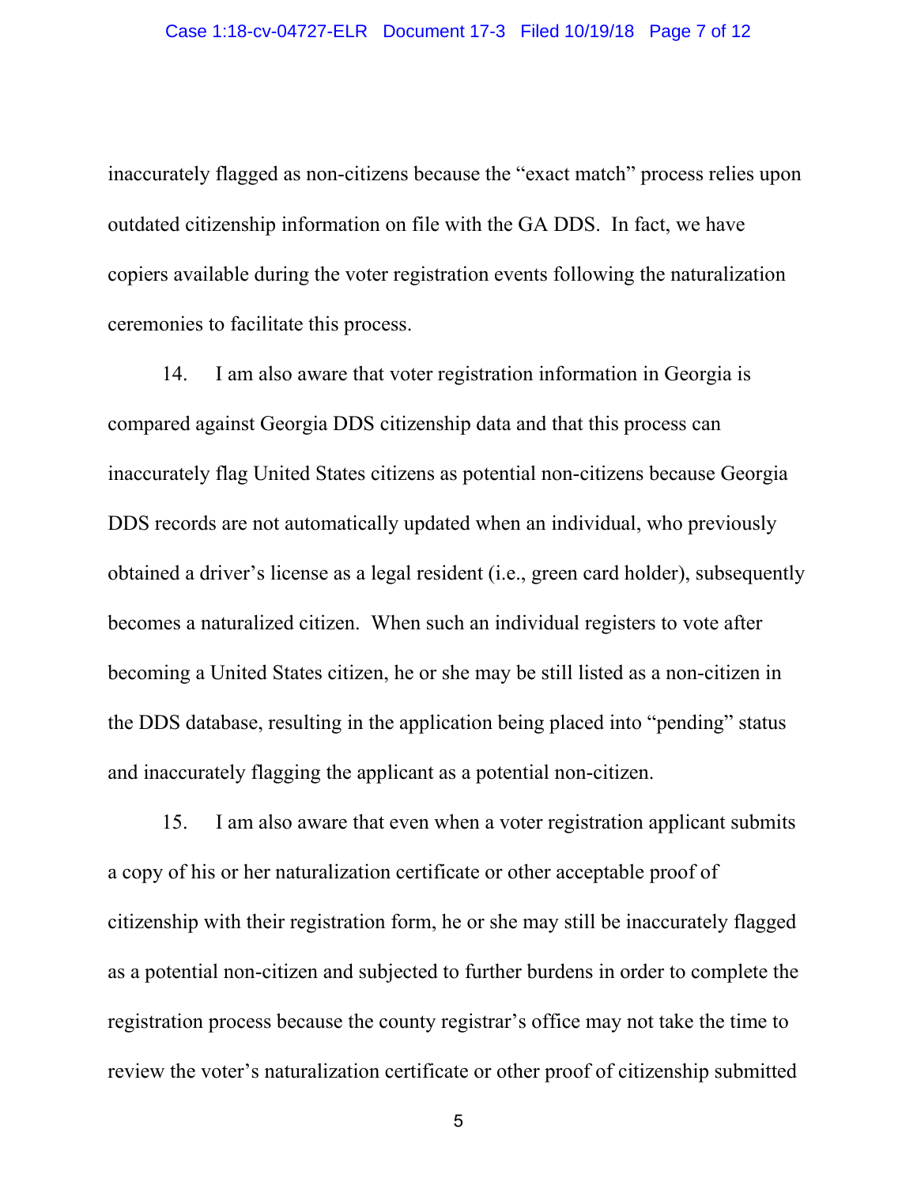inaccurately flagged as non-citizens because the "exact match" process relies upon outdated citizenship information on file with the GA DDS. In fact, we have copiers available during the voter registration events following the naturalization ceremonies to facilitate this process.

14. I am also aware that voter registration information in Georgia is compared against Georgia DDS citizenship data and that this process can inaccurately flag United States citizens as potential non-citizens because Georgia DDS records are not automatically updated when an individual, who previously obtained a driver's license as a legal resident (i.e., green card holder), subsequently becomes a naturalized citizen. When such an individual registers to vote after becoming a United States citizen, he or she may be still listed as a non-citizen in the DDS database, resulting in the application being placed into "pending" status and inaccurately flagging the applicant as a potential non-citizen.

15. I am also aware that even when a voter registration applicant submits a copy of his or her naturalization certificate or other acceptable proof of citizenship with their registration form, he or she may still be inaccurately flagged as a potential non-citizen and subjected to further burdens in order to complete the registration process because the county registrar's office may not take the time to review the voter's naturalization certificate or other proof of citizenship submitted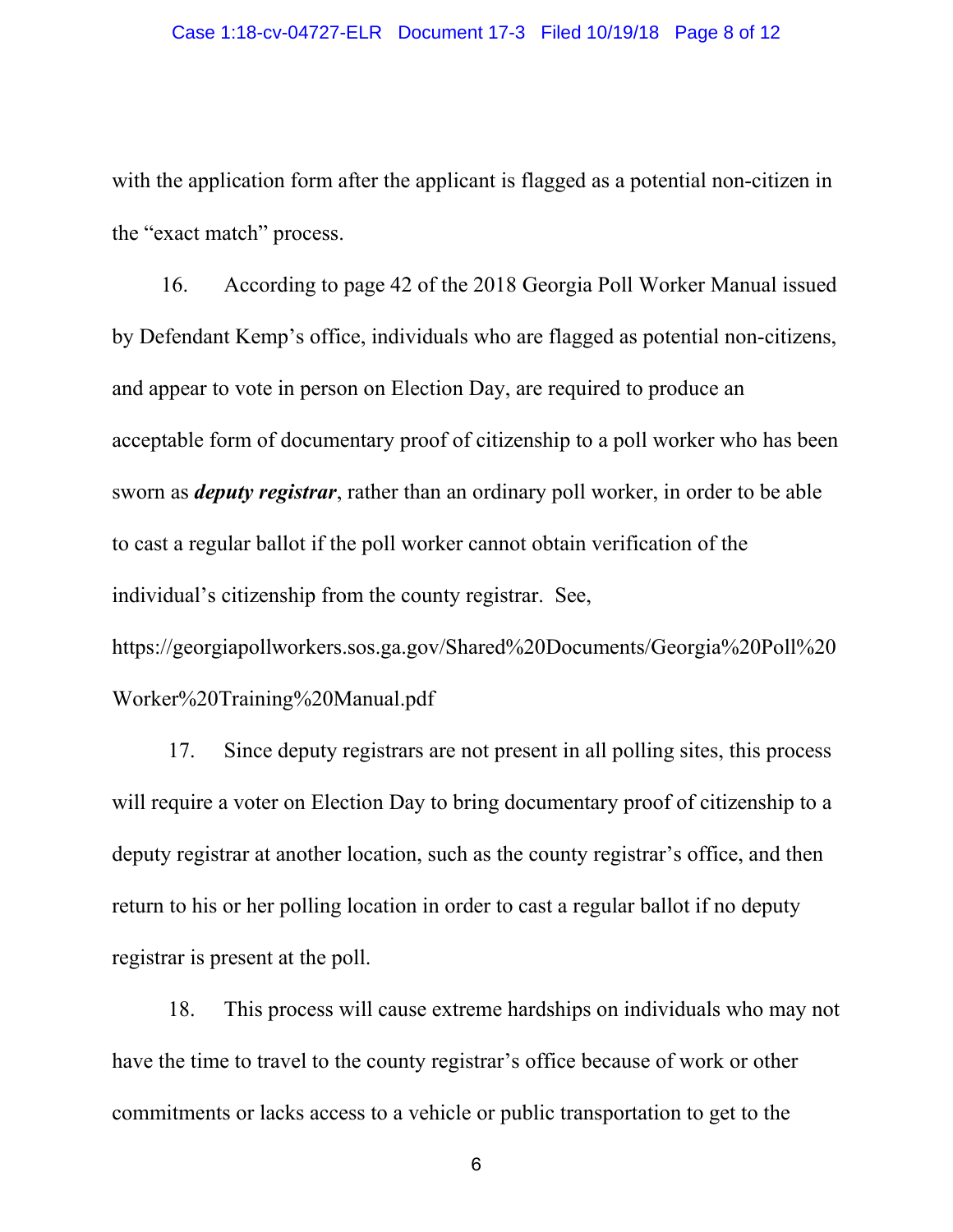with the application form after the applicant is flagged as a potential non-citizen in the "exact match" process.

16. According to page 42 of the 2018 Georgia Poll Worker Manual issued by Defendant Kemp's office, individuals who are flagged as potential non-citizens, and appear to vote in person on Election Day, are required to produce an acceptable form of documentary proof of citizenship to a poll worker who has been sworn as ***deputy registrar***, rather than an ordinary poll worker, in order to be able to cast a regular ballot if the poll worker cannot obtain verification of the individual's citizenship from the county registrar. See, https://georgiapollworkers.sos.ga.gov/Shared%20Documents/Georgia%20Poll%20Worker%20Training%20Manual.pdf

17. Since deputy registrars are not present in all polling sites, this process will require a voter on Election Day to bring documentary proof of citizenship to a deputy registrar at another location, such as the county registrar's office, and then return to his or her polling location in order to cast a regular ballot if no deputy registrar is present at the poll.

18. This process will cause extreme hardships on individuals who may not have the time to travel to the county registrar's office because of work or other commitments or lacks access to a vehicle or public transportation to get to the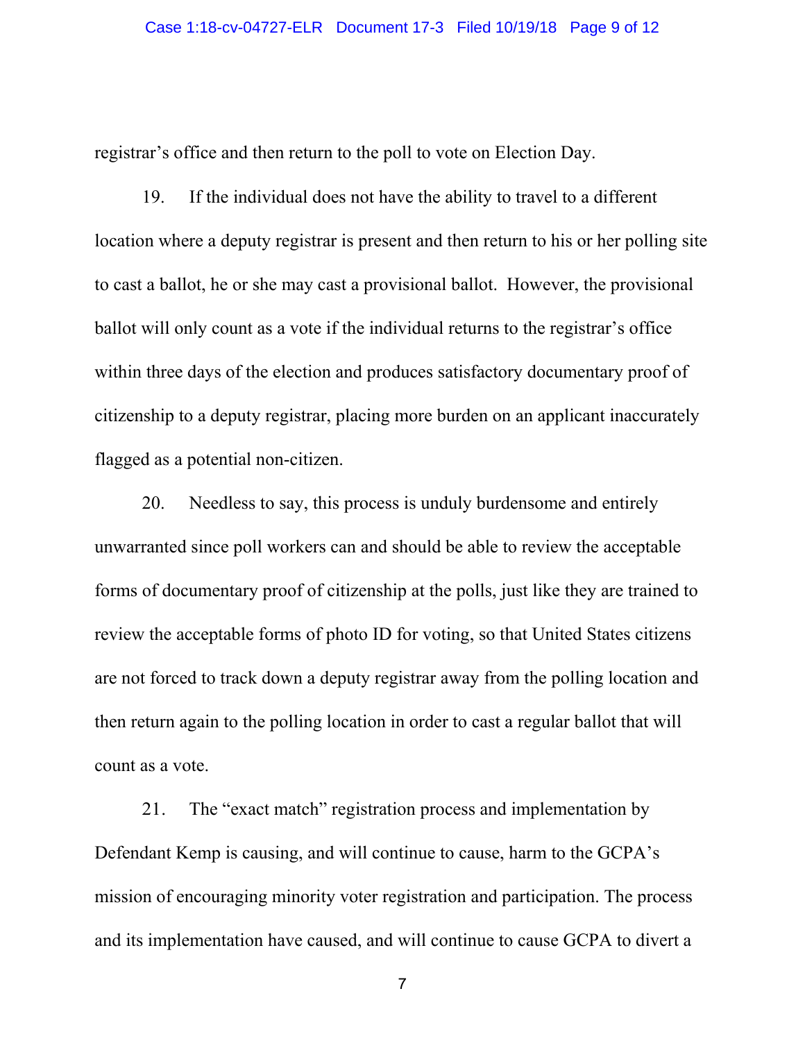registrar's office and then return to the poll to vote on Election Day.

19. If the individual does not have the ability to travel to a different location where a deputy registrar is present and then return to his or her polling site to cast a ballot, he or she may cast a provisional ballot. However, the provisional ballot will only count as a vote if the individual returns to the registrar's office within three days of the election and produces satisfactory documentary proof of citizenship to a deputy registrar, placing more burden on an applicant inaccurately flagged as a potential non-citizen.

20. Needless to say, this process is unduly burdensome and entirely unwarranted since poll workers can and should be able to review the acceptable forms of documentary proof of citizenship at the polls, just like they are trained to review the acceptable forms of photo ID for voting, so that United States citizens are not forced to track down a deputy registrar away from the polling location and then return again to the polling location in order to cast a regular ballot that will count as a vote.

21. The "exact match" registration process and implementation by Defendant Kemp is causing, and will continue to cause, harm to the GCPA's mission of encouraging minority voter registration and participation. The process and its implementation have caused, and will continue to cause GCPA to divert a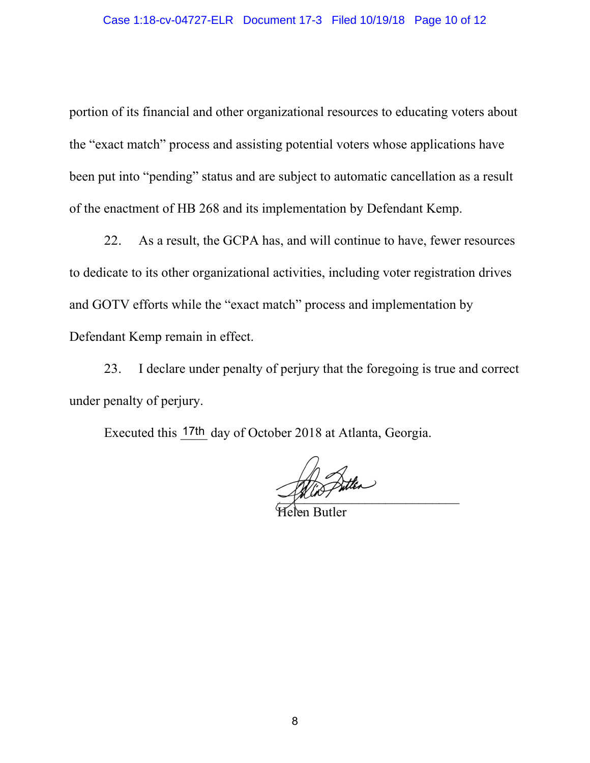portion of its financial and other organizational resources to educating voters about the "exact match" process and assisting potential voters whose applications have been put into "pending" status and are subject to automatic cancellation as a result of the enactment of HB 268 and its implementation by Defendant Kemp.

22. As a result, the GCPA has, and will continue to have, fewer resources to dedicate to its other organizational activities, including voter registration drives and GOTV efforts while the "exact match" process and implementation by Defendant Kemp remain in effect.

23. I declare under penalty of perjury that the foregoing is true and correct under penalty of perjury.

Executed this 17th day of October 2018 at Atlanta, Georgia.

Helen Butler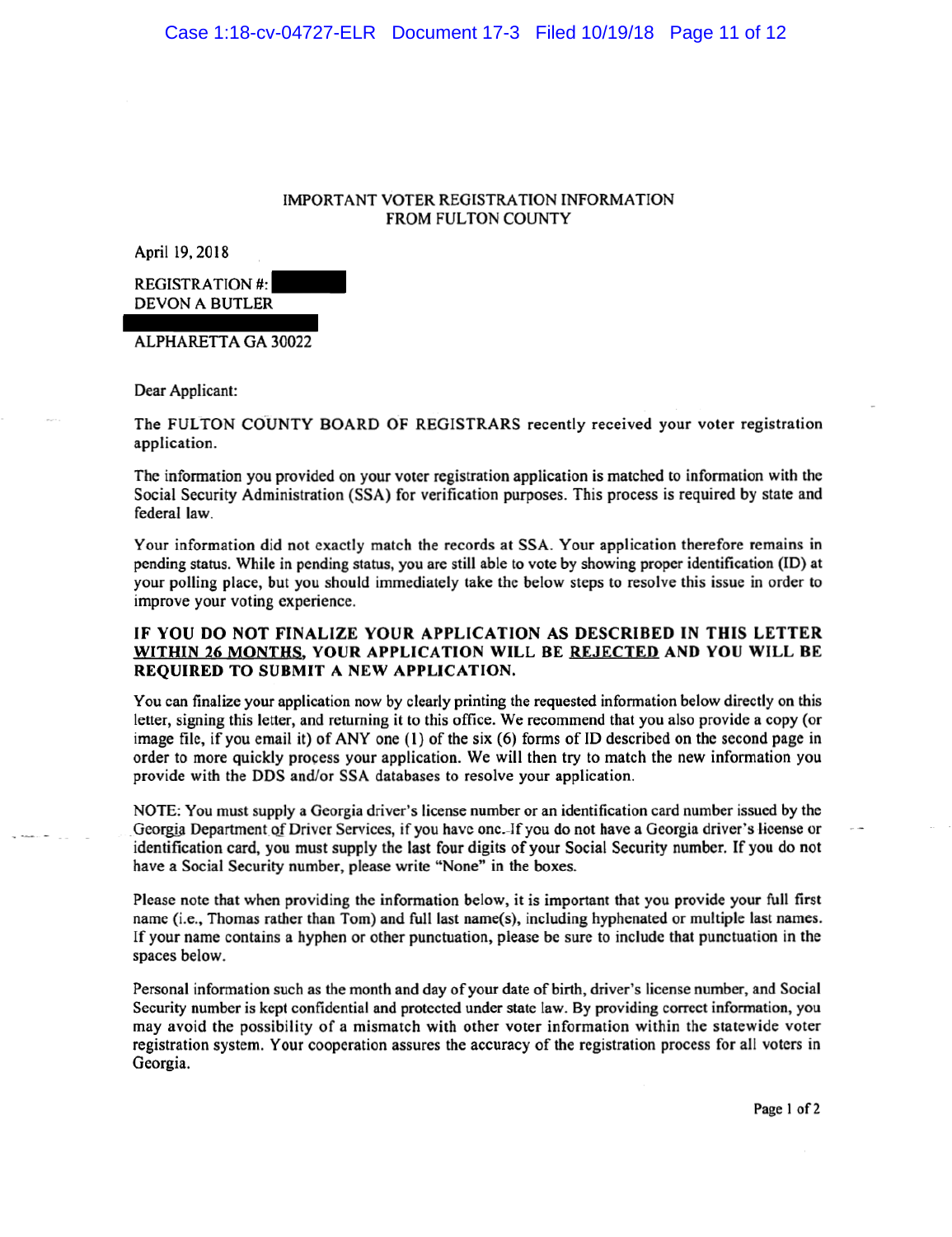IMPORTANT VOTER REGISTRATION INFORMATION
FROM FULTON COUNTY

April 19, 2018

REGISTRATION #: [REDACTED]
DEVON A BUTLER
[REDACTED]
ALPHARETTA GA 30022

Dear Applicant:

The FULTON COUNTY BOARD OF REGISTRARS recently received your voter registration application.

The information you provided on your voter registration application is matched to information with the Social Security Administration (SSA) for verification purposes. This process is required by state and federal law.

Your information did not exactly match the records at SSA. Your application therefore remains in pending status. While in pending status, you are still able to vote by showing proper identification (ID) at your polling place, but you should immediately take the below steps to resolve this issue in order to improve your voting experience.

**IF YOU DO NOT FINALIZE YOUR APPLICATION AS DESCRIBED IN THIS LETTER WITHIN 26 MONTHS, YOUR APPLICATION WILL BE REJECTED AND YOU WILL BE REQUIRED TO SUBMIT A NEW APPLICATION.**

You can finalize your application now by clearly printing the requested information below directly on this letter, signing this letter, and returning it to this office. We recommend that you also provide a copy (or image file, if you email it) of ANY one (1) of the six (6) forms of ID described on the second page in order to more quickly process your application. We will then try to match the new information you provide with the DDS and/or SSA databases to resolve your application.

NOTE: You must supply a Georgia driver's license number or an identification card number issued by the Georgia Department of Driver Services, if you have one. If you do not have a Georgia driver's license or identification card, you must supply the last four digits of your Social Security number. If you do not have a Social Security number, please write "None" in the boxes.

Please note that when providing the information below, it is important that you provide your full first name (i.e., Thomas rather than Tom) and full last name(s), including hyphenated or multiple last names. If your name contains a hyphen or other punctuation, please be sure to include that punctuation in the spaces below.

Personal information such as the month and day of your date of birth, driver's license number, and Social Security number is kept confidential and protected under state law. By providing correct information, you may avoid the possibility of a mismatch with other voter information within the statewide voter registration system. Your cooperation assures the accuracy of the registration process for all voters in Georgia.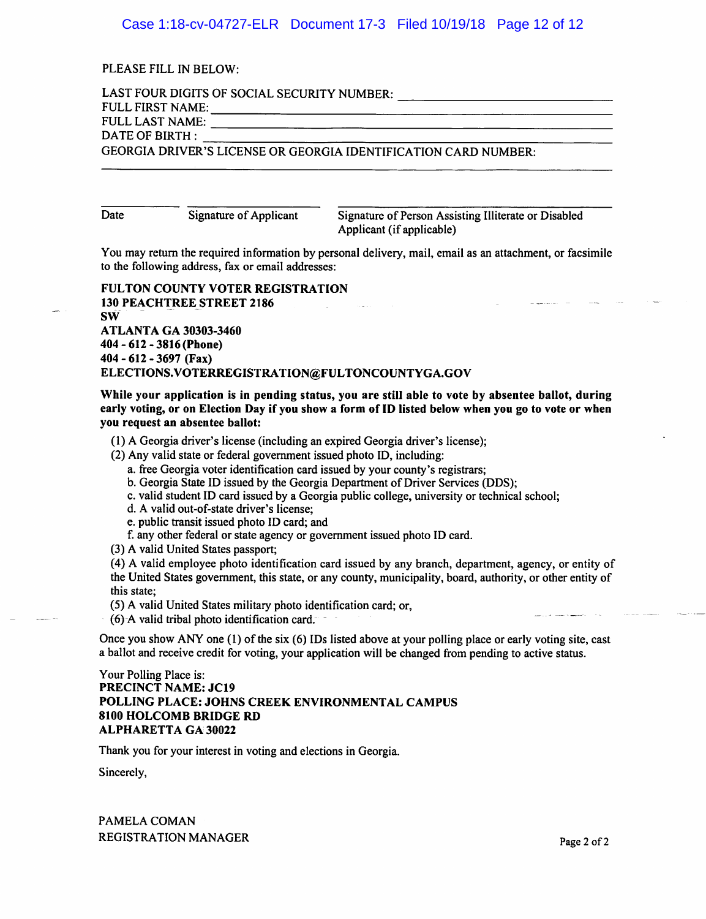PLEASE FILL IN BELOW:

LAST FOUR DIGITS OF SOCIAL SECURITY NUMBER: ______________________

FULL FIRST NAME: ______________________

FULL LAST NAME: ______________________

DATE OF BIRTH : ______________________

GEORGIA DRIVER'S LICENSE OR GEORGIA IDENTIFICATION CARD NUMBER:

______________________

| | | |
|---|---|---|
| Date | Signature of Applicant | Signature of Person Assisting Illiterate or Disabled Applicant (if applicable) |

You may return the required information by personal delivery, mail, email as an attachment, or facsimile to the following address, fax or email addresses:

**FULTON COUNTY VOTER REGISTRATION**
**130 PEACHTREE STREET 2186**
**SW**
**ATLANTA GA 30303-3460**
**404 - 612 - 3816 (Phone)**
**404 - 612 - 3697 (Fax)**
**ELECTIONS.VOTERREGISTRATION@FULTONCOUNTYGA.GOV**

**While your application is in pending status, you are still able to vote by absentee ballot, during early voting, or on Election Day if you show a form of ID listed below when you go to vote or when you request an absentee ballot:**

(1) A Georgia driver's license (including an expired Georgia driver's license);

(2) Any valid state or federal government issued photo ID, including:

   a. free Georgia voter identification card issued by your county's registrars;
   b. Georgia State ID issued by the Georgia Department of Driver Services (DDS);
   c. valid student ID card issued by a Georgia public college, university or technical school;
   d. A valid out-of-state driver's license;
   e. public transit issued photo ID card; and
   f. any other federal or state agency or government issued photo ID card.

(3) A valid United States passport;

(4) A valid employee photo identification card issued by any branch, department, agency, or entity of the United States government, this state, or any county, municipality, board, authority, or other entity of this state;

(5) A valid United States military photo identification card; or,

(6) A valid tribal photo identification card.

Once you show ANY one (1) of the six (6) IDs listed above at your polling place or early voting site, cast a ballot and receive credit for voting, your application will be changed from pending to active status.

Your Polling Place is:
**PRECINCT NAME: JC19**
**POLLING PLACE: JOHNS CREEK ENVIRONMENTAL CAMPUS**
**8100 HOLCOMB BRIDGE RD**
**ALPHARETTA GA 30022**

Thank you for your interest in voting and elections in Georgia.

Sincerely,

PAMELA COMAN
REGISTRATION MANAGER